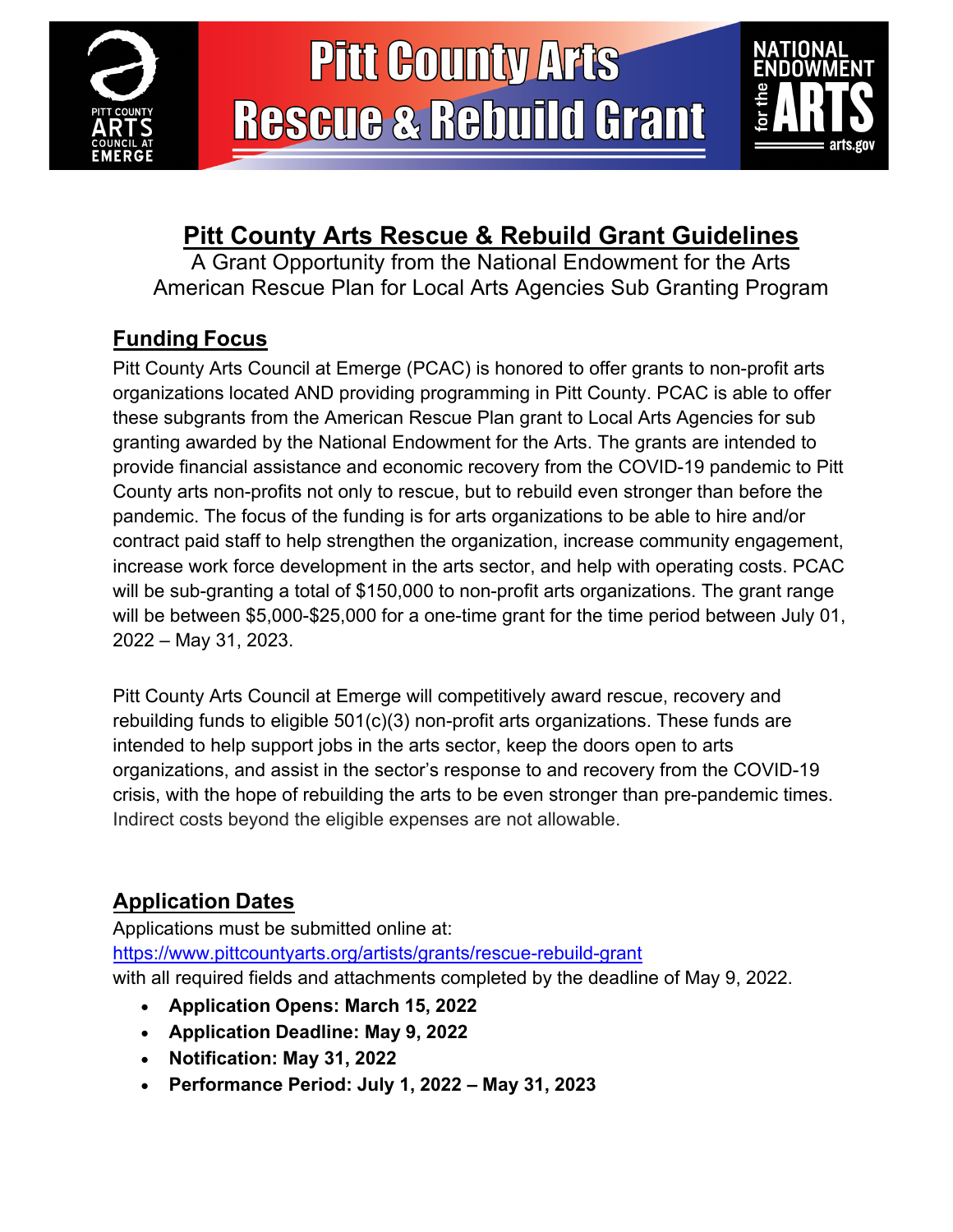# Pitt County Arts Rescue & Rebuild Grant

## Pitt County Arts Rescue & Rebuild Grant Guidelines

A Grant Opportunity from the National Endowment for the Arts
American Rescue Plan for Local Arts Agencies Sub Granting Program

### Funding Focus

Pitt County Arts Council at Emerge (PCAC) is honored to offer grants to non-profit arts organizations located AND providing programming in Pitt County. PCAC is able to offer these subgrants from the American Rescue Plan grant to Local Arts Agencies for sub granting awarded by the National Endowment for the Arts. The grants are intended to provide financial assistance and economic recovery from the COVID-19 pandemic to Pitt County arts non-profits not only to rescue, but to rebuild even stronger than before the pandemic. The focus of the funding is for arts organizations to be able to hire and/or contract paid staff to help strengthen the organization, increase community engagement, increase work force development in the arts sector, and help with operating costs. PCAC will be sub-granting a total of $150,000 to non-profit arts organizations. The grant range will be between $5,000-$25,000 for a one-time grant for the time period between July 01, 2022 – May 31, 2023.

Pitt County Arts Council at Emerge will competitively award rescue, recovery and rebuilding funds to eligible 501(c)(3) non-profit arts organizations. These funds are intended to help support jobs in the arts sector, keep the doors open to arts organizations, and assist in the sector's response to and recovery from the COVID-19 crisis, with the hope of rebuilding the arts to be even stronger than pre-pandemic times. Indirect costs beyond the eligible expenses are not allowable.

### Application Dates

Applications must be submitted online at:
https://www.pittcountyarts.org/artists/grants/rescue-rebuild-grant
with all required fields and attachments completed by the deadline of May 9, 2022.

- **Application Opens: March 15, 2022**
- **Application Deadline: May 9, 2022**
- **Notification: May 31, 2022**
- **Performance Period: July 1, 2022 – May 31, 2023**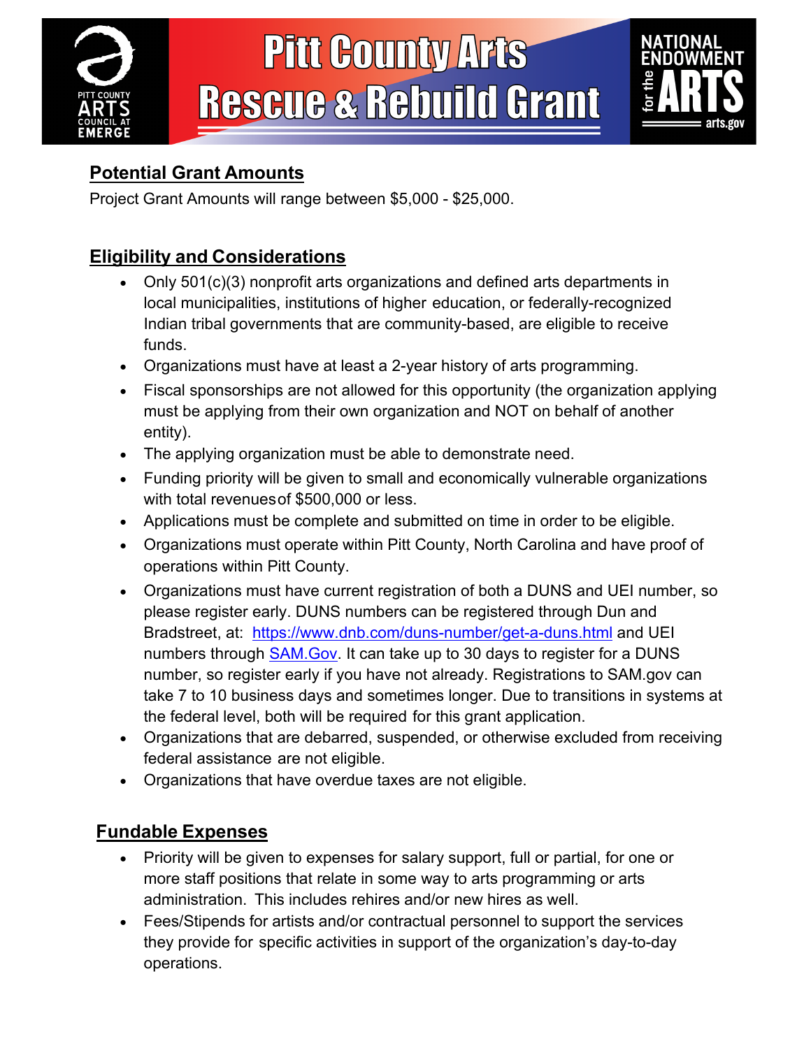# Pitt County Arts Rescue & Rebuild Grant

## Potential Grant Amounts

Project Grant Amounts will range between $5,000 - $25,000.

## Eligibility and Considerations

- Only 501(c)(3) nonprofit arts organizations and defined arts departments in local municipalities, institutions of higher education, or federally-recognized Indian tribal governments that are community-based, are eligible to receive funds.
- Organizations must have at least a 2-year history of arts programming.
- Fiscal sponsorships are not allowed for this opportunity (the organization applying must be applying from their own organization and NOT on behalf of another entity).
- The applying organization must be able to demonstrate need.
- Funding priority will be given to small and economically vulnerable organizations with total revenues of $500,000 or less.
- Applications must be complete and submitted on time in order to be eligible.
- Organizations must operate within Pitt County, North Carolina and have proof of operations within Pitt County.
- Organizations must have current registration of both a DUNS and UEI number, so please register early. DUNS numbers can be registered through Dun and Bradstreet, at: [https://www.dnb.com/duns-number/get-a-duns.html](https://www.dnb.com/duns-number/get-a-duns.html) and UEI numbers through [SAM.Gov](https://sam.gov). It can take up to 30 days to register for a DUNS number, so register early if you have not already. Registrations to SAM.gov can take 7 to 10 business days and sometimes longer. Due to transitions in systems at the federal level, both will be required for this grant application.
- Organizations that are debarred, suspended, or otherwise excluded from receiving federal assistance are not eligible.
- Organizations that have overdue taxes are not eligible.

## Fundable Expenses

- Priority will be given to expenses for salary support, full or partial, for one or more staff positions that relate in some way to arts programming or arts administration. This includes rehires and/or new hires as well.
- Fees/Stipends for artists and/or contractual personnel to support the services they provide for specific activities in support of the organization's day-to-day operations.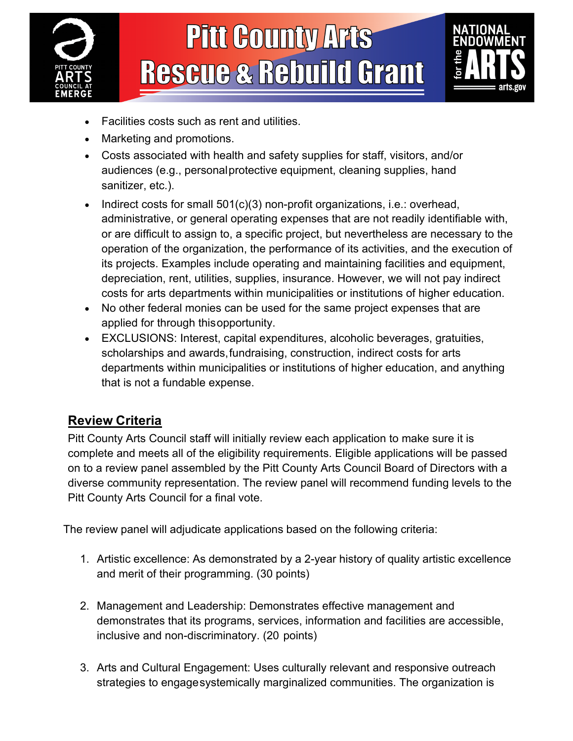- Facilities costs such as rent and utilities.
- Marketing and promotions.
- Costs associated with health and safety supplies for staff, visitors, and/or audiences (e.g., personal protective equipment, cleaning supplies, hand sanitizer, etc.).
- Indirect costs for small 501(c)(3) non-profit organizations, i.e.: overhead, administrative, or general operating expenses that are not readily identifiable with, or are difficult to assign to, a specific project, but nevertheless are necessary to the operation of the organization, the performance of its activities, and the execution of its projects. Examples include operating and maintaining facilities and equipment, depreciation, rent, utilities, supplies, insurance. However, we will not pay indirect costs for arts departments within municipalities or institutions of higher education.
- No other federal monies can be used for the same project expenses that are applied for through this opportunity.
- EXCLUSIONS: Interest, capital expenditures, alcoholic beverages, gratuities, scholarships and awards, fundraising, construction, indirect costs for arts departments within municipalities or institutions of higher education, and anything that is not a fundable expense.

## Review Criteria

Pitt County Arts Council staff will initially review each application to make sure it is complete and meets all of the eligibility requirements. Eligible applications will be passed on to a review panel assembled by the Pitt County Arts Council Board of Directors with a diverse community representation. The review panel will recommend funding levels to the Pitt County Arts Council for a final vote.

The review panel will adjudicate applications based on the following criteria:

1. Artistic excellence: As demonstrated by a 2-year history of quality artistic excellence and merit of their programming. (30 points)

2. Management and Leadership: Demonstrates effective management and demonstrates that its programs, services, information and facilities are accessible, inclusive and non-discriminatory. (20 points)

3. Arts and Cultural Engagement: Uses culturally relevant and responsive outreach strategies to engage systemically marginalized communities. The organization is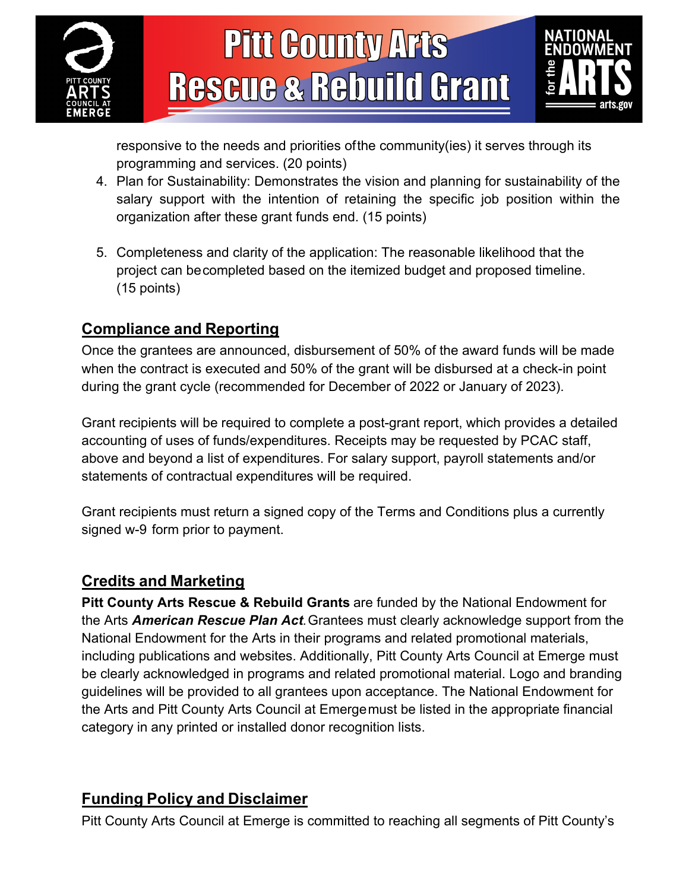responsive to the needs and priorities of the community(ies) it serves through its programming and services. (20 points)

4. Plan for Sustainability: Demonstrates the vision and planning for sustainability of the salary support with the intention of retaining the specific job position within the organization after these grant funds end. (15 points)

5. Completeness and clarity of the application: The reasonable likelihood that the project can be completed based on the itemized budget and proposed timeline. (15 points)

## Compliance and Reporting

Once the grantees are announced, disbursement of 50% of the award funds will be made when the contract is executed and 50% of the grant will be disbursed at a check-in point during the grant cycle (recommended for December of 2022 or January of 2023).

Grant recipients will be required to complete a post-grant report, which provides a detailed accounting of uses of funds/expenditures. Receipts may be requested by PCAC staff, above and beyond a list of expenditures. For salary support, payroll statements and/or statements of contractual expenditures will be required.

Grant recipients must return a signed copy of the Terms and Conditions plus a currently signed w-9 form prior to payment.

## Credits and Marketing

**Pitt County Arts Rescue & Rebuild Grants** are funded by the National Endowment for the Arts ***American Rescue Plan Act***. Grantees must clearly acknowledge support from the National Endowment for the Arts in their programs and related promotional materials, including publications and websites. Additionally, Pitt County Arts Council at Emerge must be clearly acknowledged in programs and related promotional material. Logo and branding guidelines will be provided to all grantees upon acceptance. The National Endowment for the Arts and Pitt County Arts Council at Emerge must be listed in the appropriate financial category in any printed or installed donor recognition lists.

## Funding Policy and Disclaimer

Pitt County Arts Council at Emerge is committed to reaching all segments of Pitt County's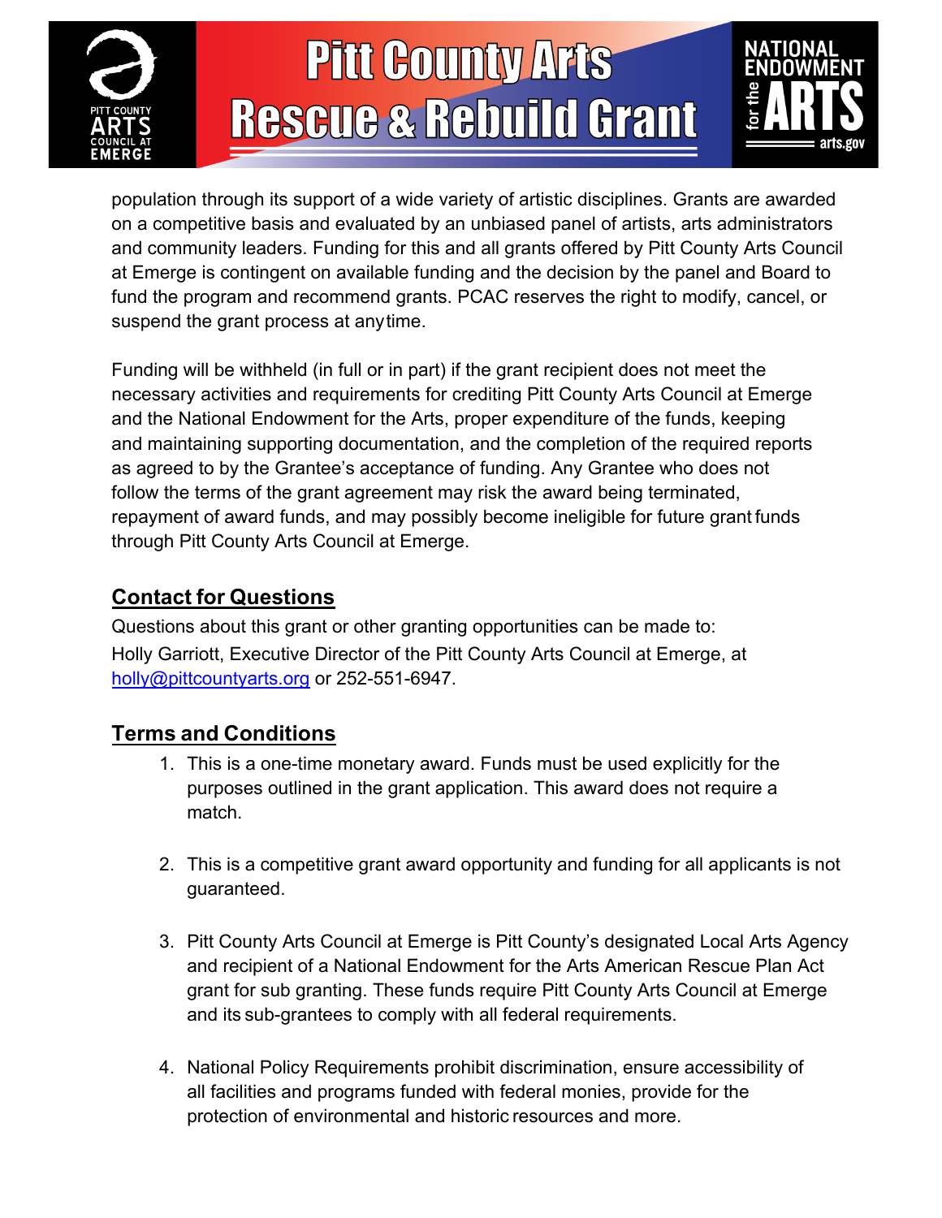population through its support of a wide variety of artistic disciplines. Grants are awarded on a competitive basis and evaluated by an unbiased panel of artists, arts administrators and community leaders. Funding for this and all grants offered by Pitt County Arts Council at Emerge is contingent on available funding and the decision by the panel and Board to fund the program and recommend grants. PCAC reserves the right to modify, cancel, or suspend the grant process at any time.

Funding will be withheld (in full or in part) if the grant recipient does not meet the necessary activities and requirements for crediting Pitt County Arts Council at Emerge and the National Endowment for the Arts, proper expenditure of the funds, keeping and maintaining supporting documentation, and the completion of the required reports as agreed to by the Grantee's acceptance of funding. Any Grantee who does not follow the terms of the grant agreement may risk the award being terminated, repayment of award funds, and may possibly become ineligible for future grant funds through Pitt County Arts Council at Emerge.

## Contact for Questions

Questions about this grant or other granting opportunities can be made to:
Holly Garriott, Executive Director of the Pitt County Arts Council at Emerge, at holly@pittcountyarts.org or 252-551-6947.

## Terms and Conditions

1. This is a one-time monetary award. Funds must be used explicitly for the purposes outlined in the grant application. This award does not require a match.

2. This is a competitive grant award opportunity and funding for all applicants is not guaranteed.

3. Pitt County Arts Council at Emerge is Pitt County's designated Local Arts Agency and recipient of a National Endowment for the Arts American Rescue Plan Act grant for sub granting. These funds require Pitt County Arts Council at Emerge and its sub-grantees to comply with all federal requirements.

4. National Policy Requirements prohibit discrimination, ensure accessibility of all facilities and programs funded with federal monies, provide for the protection of environmental and historic resources and more.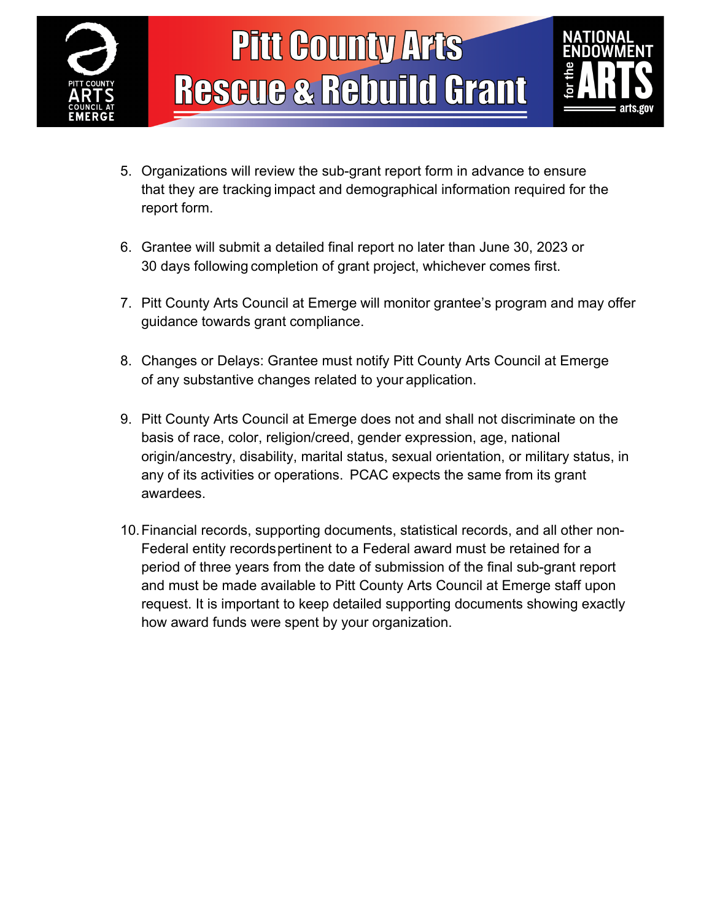# Pitt County Arts Rescue & Rebuild Grant

5. Organizations will review the sub-grant report form in advance to ensure that they are tracking impact and demographical information required for the report form.

6. Grantee will submit a detailed final report no later than June 30, 2023 or 30 days following completion of grant project, whichever comes first.

7. Pitt County Arts Council at Emerge will monitor grantee's program and may offer guidance towards grant compliance.

8. Changes or Delays: Grantee must notify Pitt County Arts Council at Emerge of any substantive changes related to your application.

9. Pitt County Arts Council at Emerge does not and shall not discriminate on the basis of race, color, religion/creed, gender expression, age, national origin/ancestry, disability, marital status, sexual orientation, or military status, in any of its activities or operations. PCAC expects the same from its grant awardees.

10. Financial records, supporting documents, statistical records, and all other non-Federal entity records pertinent to a Federal award must be retained for a period of three years from the date of submission of the final sub-grant report and must be made available to Pitt County Arts Council at Emerge staff upon request. It is important to keep detailed supporting documents showing exactly how award funds were spent by your organization.